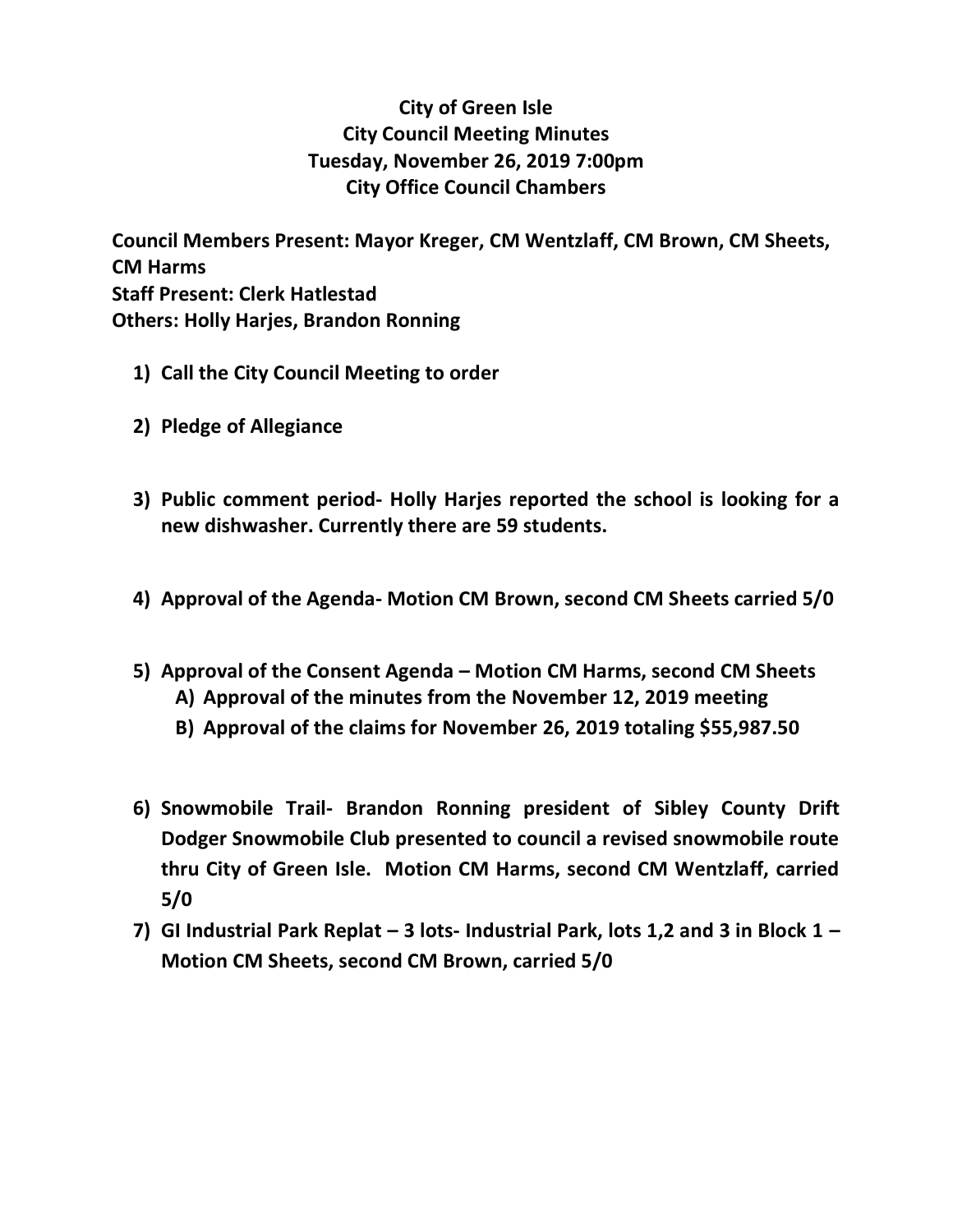# City of Green Isle
## City Council Meeting Minutes
## Tuesday, November 26, 2019 7:00pm
## City Office Council Chambers

**Council Members Present: Mayor Kreger, CM Wentzlaff, CM Brown, CM Sheets, CM Harms**
**Staff Present: Clerk Hatlestad**
**Others: Holly Harjes, Brandon Ronning**

1) **Call the City Council Meeting to order**

2) **Pledge of Allegiance**

3) **Public comment period- Holly Harjes reported the school is looking for a new dishwasher. Currently there are 59 students.**

4) **Approval of the Agenda- Motion CM Brown, second CM Sheets carried 5/0**

5) **Approval of the Consent Agenda – Motion CM Harms, second CM Sheets**
   - **A) Approval of the minutes from the November 12, 2019 meeting**
   - **B) Approval of the claims for November 26, 2019 totaling $55,987.50**

6) **Snowmobile Trail- Brandon Ronning president of Sibley County Drift Dodger Snowmobile Club presented to council a revised snowmobile route thru City of Green Isle. Motion CM Harms, second CM Wentzlaff, carried 5/0**

7) **GI Industrial Park Replat – 3 lots- Industrial Park, lots 1,2 and 3 in Block 1 – Motion CM Sheets, second CM Brown, carried 5/0**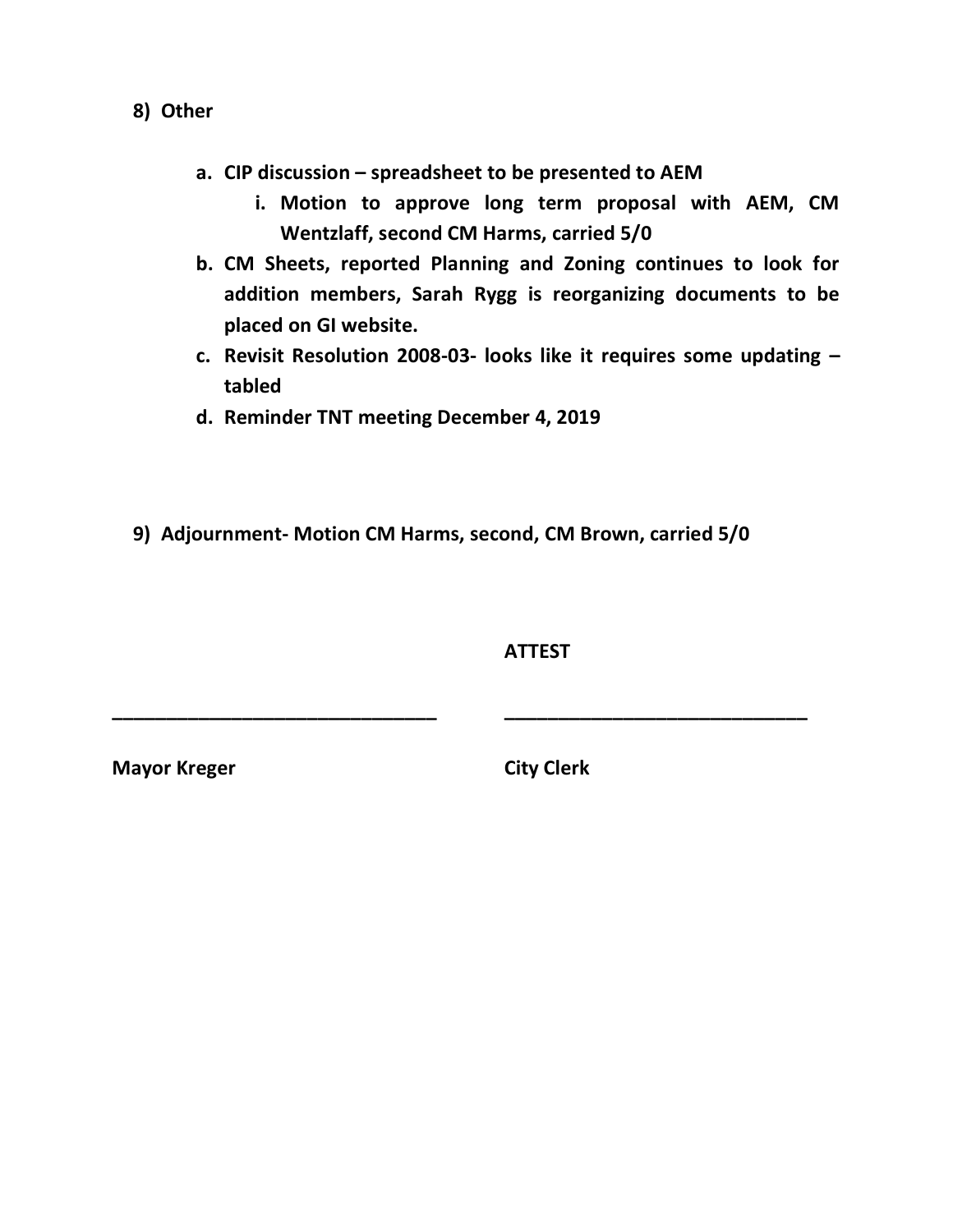**8) Other**

   **a. CIP discussion – spreadsheet to be presented to AEM**

      **i. Motion to approve long term proposal with AEM, CM Wentzlaff, second CM Harms, carried 5/0**

   **b. CM Sheets, reported Planning and Zoning continues to look for addition members, Sarah Rygg is reorganizing documents to be placed on GI website.**

   **c. Revisit Resolution 2008-03- looks like it requires some updating – tabled**

   **d. Reminder TNT meeting December 4, 2019**

**9) Adjournment- Motion CM Harms, second, CM Brown, carried 5/0**

**ATTEST**

\_\_\_\_\_\_\_\_\_\_\_\_\_\_\_\_\_\_\_\_\_\_\_\_\_\_\_\_\_\_ \_\_\_\_\_\_\_\_\_\_\_\_\_\_\_\_\_\_\_\_\_\_\_\_\_\_\_\_\_\_

**Mayor Kreger** **City Clerk**